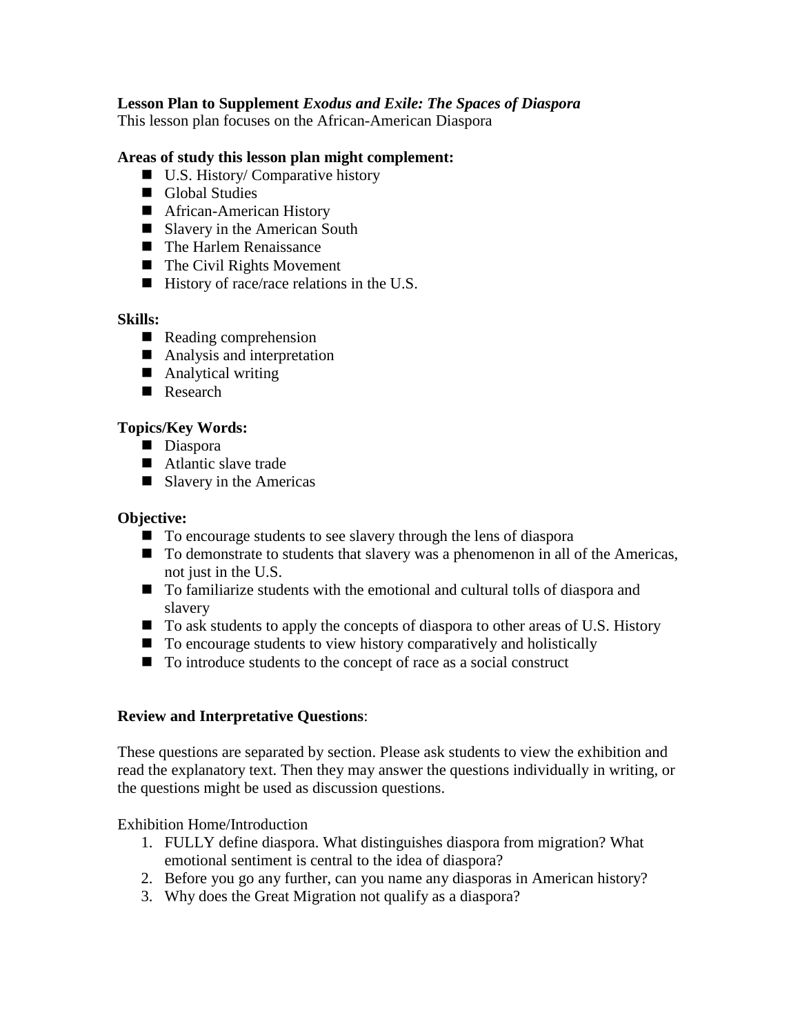**Lesson Plan to Supplement *Exodus and Exile: The Spaces of Diaspora***

This lesson plan focuses on the African-American Diaspora

**Areas of study this lesson plan might complement:**

- U.S. History/ Comparative history
- Global Studies
- African-American History
- Slavery in the American South
- The Harlem Renaissance
- The Civil Rights Movement
- History of race/race relations in the U.S.

**Skills:**

- Reading comprehension
- Analysis and interpretation
- Analytical writing
- Research

**Topics/Key Words:**

- Diaspora
- Atlantic slave trade
- Slavery in the Americas

**Objective:**

- To encourage students to see slavery through the lens of diaspora
- To demonstrate to students that slavery was a phenomenon in all of the Americas, not just in the U.S.
- To familiarize students with the emotional and cultural tolls of diaspora and slavery
- To ask students to apply the concepts of diaspora to other areas of U.S. History
- To encourage students to view history comparatively and holistically
- To introduce students to the concept of race as a social construct

**Review and Interpretative Questions**:

These questions are separated by section. Please ask students to view the exhibition and read the explanatory text. Then they may answer the questions individually in writing, or the questions might be used as discussion questions.

Exhibition Home/Introduction

1. FULLY define diaspora. What distinguishes diaspora from migration? What emotional sentiment is central to the idea of diaspora?
2. Before you go any further, can you name any diasporas in American history?
3. Why does the Great Migration not qualify as a diaspora?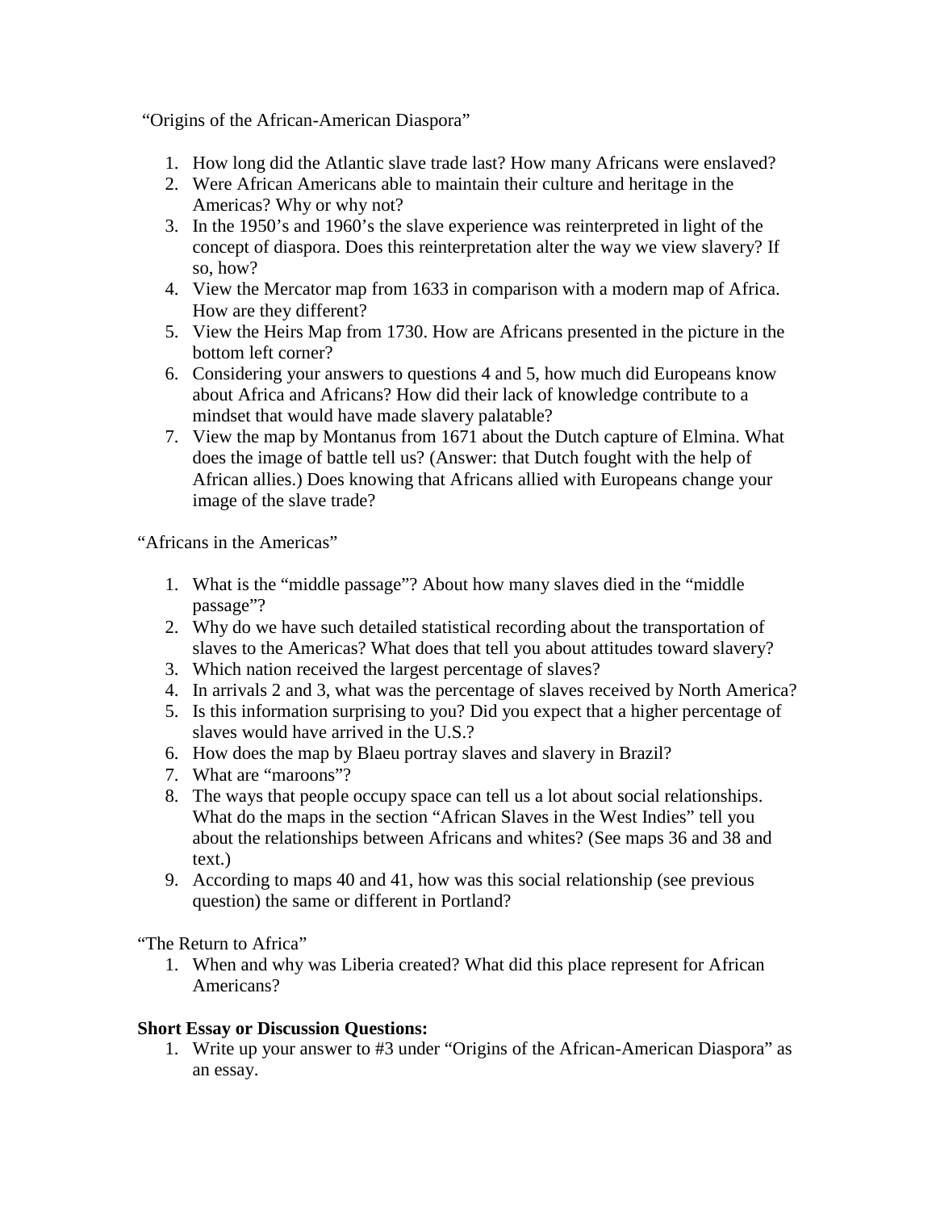"Origins of the African-American Diaspora"

1. How long did the Atlantic slave trade last? How many Africans were enslaved?
2. Were African Americans able to maintain their culture and heritage in the Americas? Why or why not?
3. In the 1950's and 1960's the slave experience was reinterpreted in light of the concept of diaspora. Does this reinterpretation alter the way we view slavery? If so, how?
4. View the Mercator map from 1633 in comparison with a modern map of Africa. How are they different?
5. View the Heirs Map from 1730. How are Africans presented in the picture in the bottom left corner?
6. Considering your answers to questions 4 and 5, how much did Europeans know about Africa and Africans? How did their lack of knowledge contribute to a mindset that would have made slavery palatable?
7. View the map by Montanus from 1671 about the Dutch capture of Elmina. What does the image of battle tell us? (Answer: that Dutch fought with the help of African allies.) Does knowing that Africans allied with Europeans change your image of the slave trade?

"Africans in the Americas"

1. What is the "middle passage"? About how many slaves died in the "middle passage"?
2. Why do we have such detailed statistical recording about the transportation of slaves to the Americas? What does that tell you about attitudes toward slavery?
3. Which nation received the largest percentage of slaves?
4. In arrivals 2 and 3, what was the percentage of slaves received by North America?
5. Is this information surprising to you? Did you expect that a higher percentage of slaves would have arrived in the U.S.?
6. How does the map by Blaeu portray slaves and slavery in Brazil?
7. What are "maroons"?
8. The ways that people occupy space can tell us a lot about social relationships. What do the maps in the section "African Slaves in the West Indies" tell you about the relationships between Africans and whites? (See maps 36 and 38 and text.)
9. According to maps 40 and 41, how was this social relationship (see previous question) the same or different in Portland?

"The Return to Africa"

1. When and why was Liberia created? What did this place represent for African Americans?

**Short Essay or Discussion Questions:**

1. Write up your answer to #3 under "Origins of the African-American Diaspora" as an essay.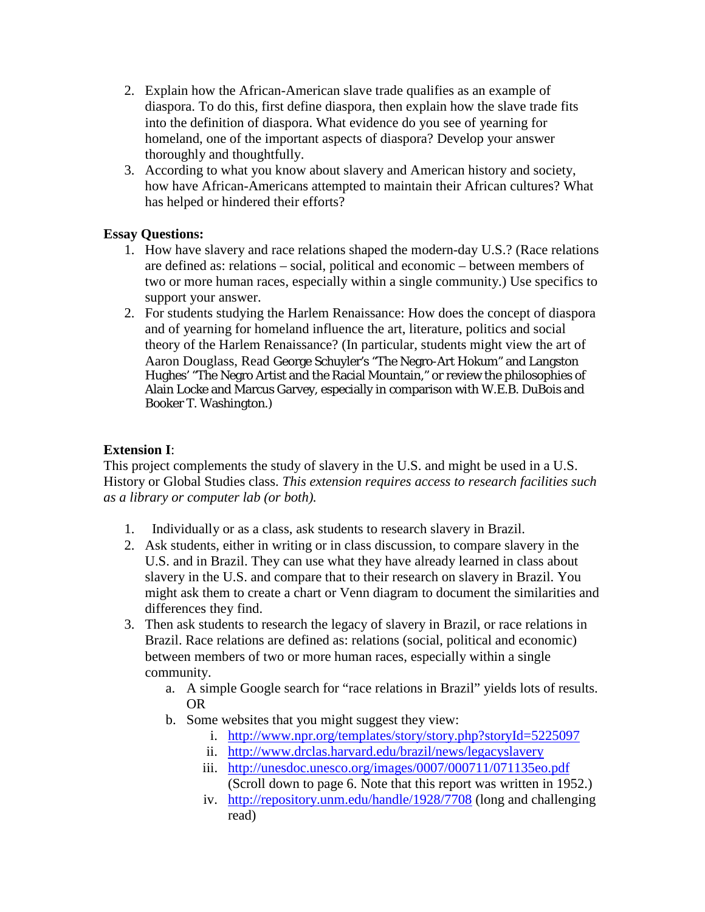2. Explain how the African-American slave trade qualifies as an example of diaspora. To do this, first define diaspora, then explain how the slave trade fits into the definition of diaspora. What evidence do you see of yearning for homeland, one of the important aspects of diaspora? Develop your answer thoroughly and thoughtfully.
3. According to what you know about slavery and American history and society, how have African-Americans attempted to maintain their African cultures? What has helped or hindered their efforts?

**Essay Questions:**

1. How have slavery and race relations shaped the modern-day U.S.? (Race relations are defined as: relations – social, political and economic – between members of two or more human races, especially within a single community.) Use specifics to support your answer.
2. For students studying the Harlem Renaissance: How does the concept of diaspora and of yearning for homeland influence the art, literature, politics and social theory of the Harlem Renaissance? (In particular, students might view the art of Aaron Douglass, Read George Schuyler's "The Negro-Art Hokum" and Langston Hughes' "The Negro Artist and the Racial Mountain," or review the philosophies of Alain Locke and Marcus Garvey, especially in comparison with W.E.B. DuBois and Booker T. Washington.)

**Extension I**:

This project complements the study of slavery in the U.S. and might be used in a U.S. History or Global Studies class. *This extension requires access to research facilities such as a library or computer lab (or both).*

1. Individually or as a class, ask students to research slavery in Brazil.
2. Ask students, either in writing or in class discussion, to compare slavery in the U.S. and in Brazil. They can use what they have already learned in class about slavery in the U.S. and compare that to their research on slavery in Brazil. You might ask them to create a chart or Venn diagram to document the similarities and differences they find.
3. Then ask students to research the legacy of slavery in Brazil, or race relations in Brazil. Race relations are defined as: relations (social, political and economic) between members of two or more human races, especially within a single community.
   a. A simple Google search for "race relations in Brazil" yields lots of results. OR
   b. Some websites that you might suggest they view:
      i. http://www.npr.org/templates/story/story.php?storyId=5225097
      ii. http://www.drclas.harvard.edu/brazil/news/legacyslavery
      iii. http://unesdoc.unesco.org/images/0007/000711/071135eo.pdf (Scroll down to page 6. Note that this report was written in 1952.)
      iv. http://repository.unm.edu/handle/1928/7708 (long and challenging read)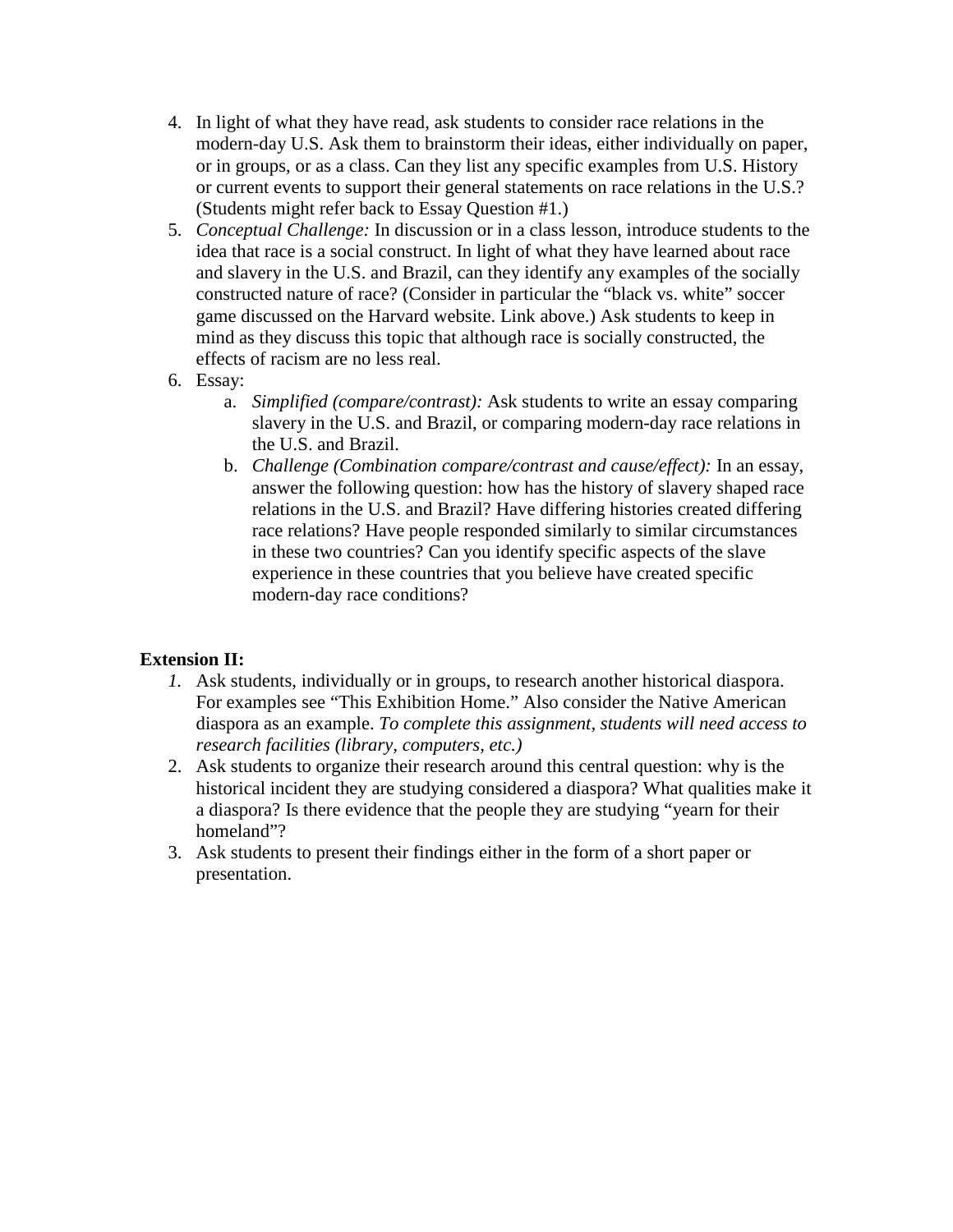4. In light of what they have read, ask students to consider race relations in the modern-day U.S. Ask them to brainstorm their ideas, either individually on paper, or in groups, or as a class. Can they list any specific examples from U.S. History or current events to support their general statements on race relations in the U.S.? (Students might refer back to Essay Question #1.)
5. *Conceptual Challenge:* In discussion or in a class lesson, introduce students to the idea that race is a social construct. In light of what they have learned about race and slavery in the U.S. and Brazil, can they identify any examples of the socially constructed nature of race? (Consider in particular the "black vs. white" soccer game discussed on the Harvard website. Link above.) Ask students to keep in mind as they discuss this topic that although race is socially constructed, the effects of racism are no less real.
6. Essay:
    a. *Simplified (compare/contrast):* Ask students to write an essay comparing slavery in the U.S. and Brazil, or comparing modern-day race relations in the U.S. and Brazil.
    b. *Challenge (Combination compare/contrast and cause/effect):* In an essay, answer the following question: how has the history of slavery shaped race relations in the U.S. and Brazil? Have differing histories created differing race relations? Have people responded similarly to similar circumstances in these two countries? Can you identify specific aspects of the slave experience in these countries that you believe have created specific modern-day race conditions?

**Extension II:**

1. Ask students, individually or in groups, to research another historical diaspora. For examples see "This Exhibition Home." Also consider the Native American diaspora as an example. *To complete this assignment, students will need access to research facilities (library, computers, etc.)*
2. Ask students to organize their research around this central question: why is the historical incident they are studying considered a diaspora? What qualities make it a diaspora? Is there evidence that the people they are studying "yearn for their homeland"?
3. Ask students to present their findings either in the form of a short paper or presentation.